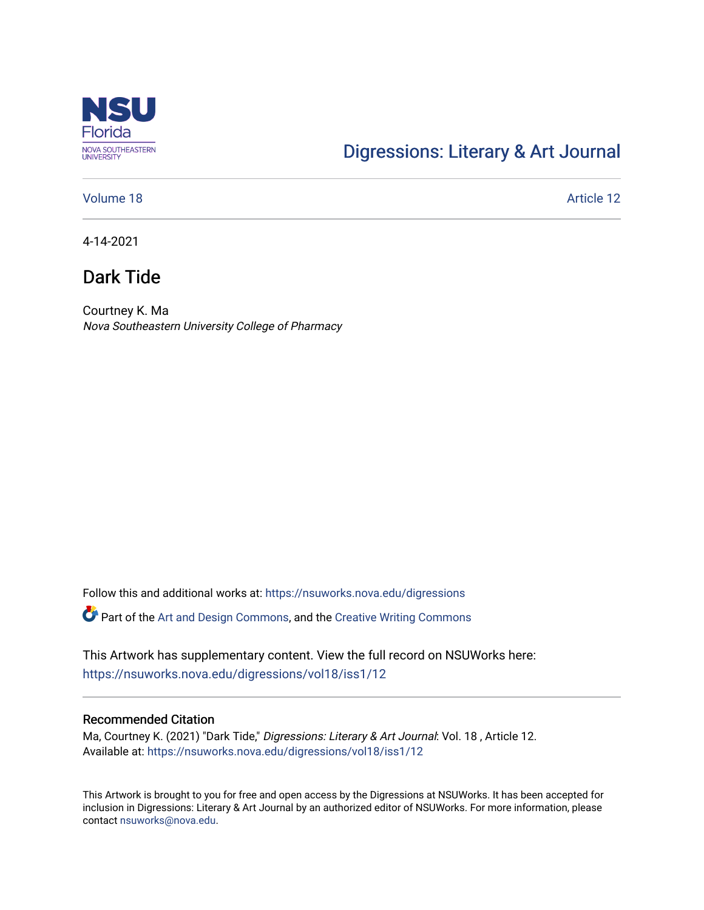NSU Florida
NOVA SOUTHEASTERN UNIVERSITY

Digressions: Literary & Art Journal

Volume 18 Article 12

4-14-2021

# Dark Tide

Courtney K. Ma
*Nova Southeastern University College of Pharmacy*

Follow this and additional works at: https://nsuworks.nova.edu/digressions

Part of the Art and Design Commons, and the Creative Writing Commons

This Artwork has supplementary content. View the full record on NSUWorks here:
https://nsuworks.nova.edu/digressions/vol18/iss1/12

## Recommended Citation

Ma, Courtney K. (2021) "Dark Tide," *Digressions: Literary & Art Journal*: Vol. 18 , Article 12.
Available at: https://nsuworks.nova.edu/digressions/vol18/iss1/12

This Artwork is brought to you for free and open access by the Digressions at NSUWorks. It has been accepted for inclusion in Digressions: Literary & Art Journal by an authorized editor of NSUWorks. For more information, please contact nsuworks@nova.edu.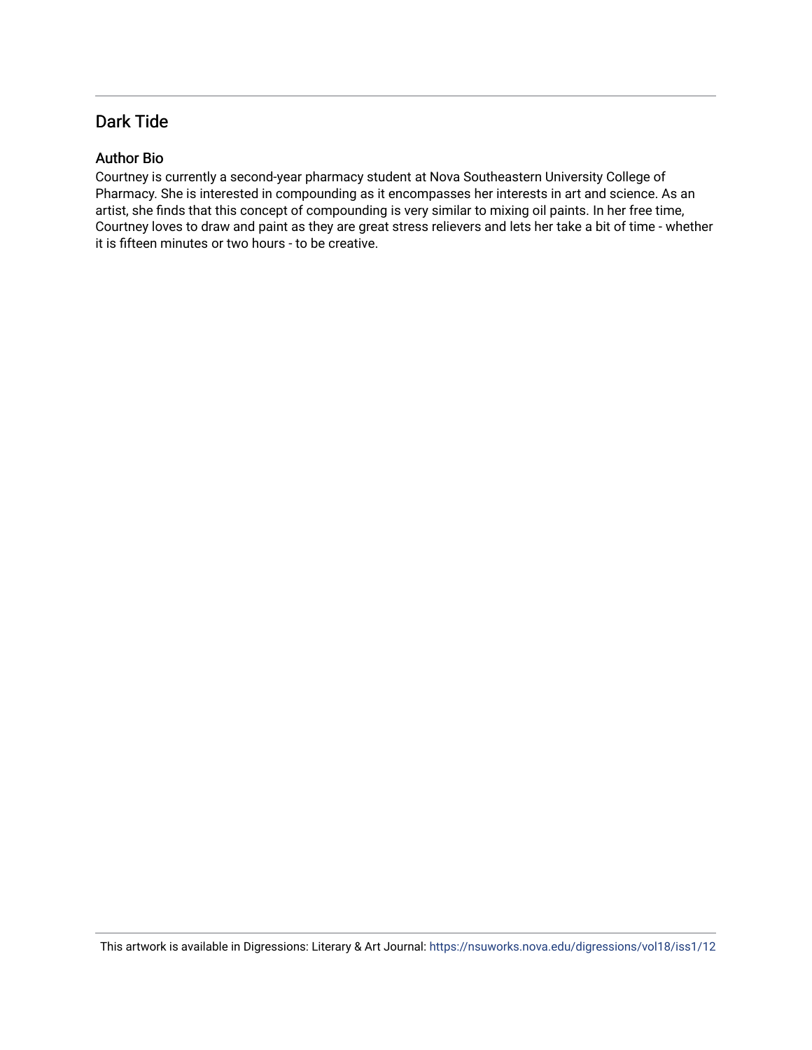## Dark Tide

### Author Bio

Courtney is currently a second-year pharmacy student at Nova Southeastern University College of Pharmacy. She is interested in compounding as it encompasses her interests in art and science. As an artist, she finds that this concept of compounding is very similar to mixing oil paints. In her free time, Courtney loves to draw and paint as they are great stress relievers and lets her take a bit of time - whether it is fifteen minutes or two hours - to be creative.

This artwork is available in Digressions: Literary & Art Journal: https://nsuworks.nova.edu/digressions/vol18/iss1/12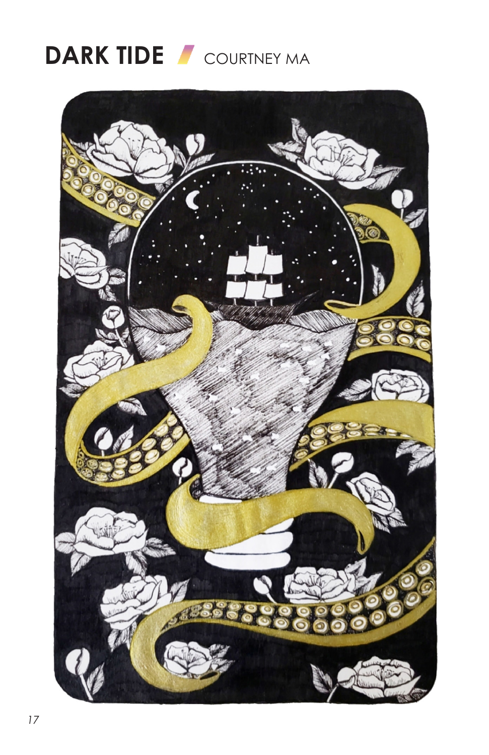# DARK TIDE / COURTNEY MA